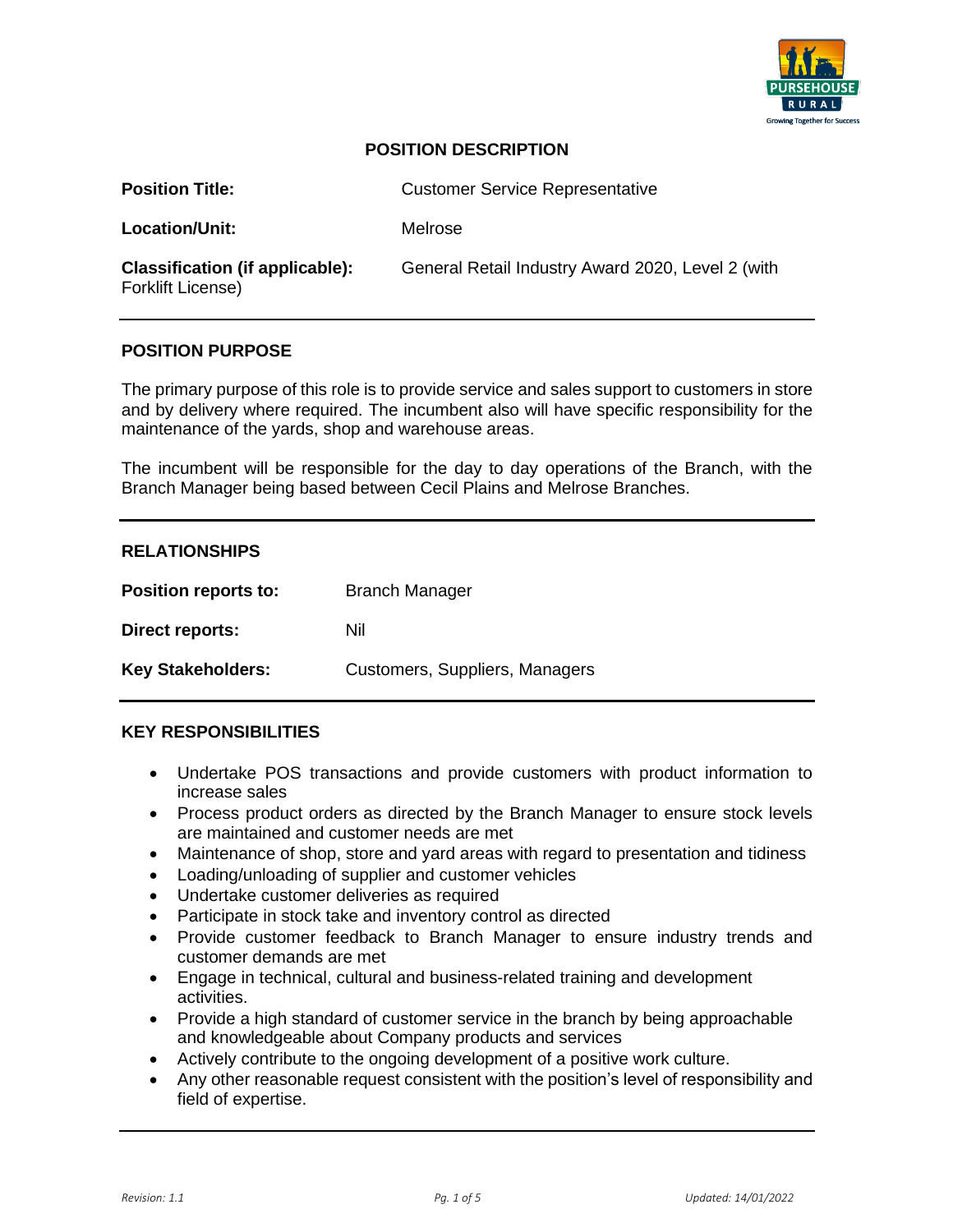# POSITION DESCRIPTION

| | |
|---|---|
| **Position Title:** | Customer Service Representative |
| **Location/Unit:** | Melrose |
| **Classification (if applicable):** | General Retail Industry Award 2020, Level 2 (with Forklift License) |

## POSITION PURPOSE

The primary purpose of this role is to provide service and sales support to customers in store and by delivery where required. The incumbent also will have specific responsibility for the maintenance of the yards, shop and warehouse areas.

The incumbent will be responsible for the day to day operations of the Branch, with the Branch Manager being based between Cecil Plains and Melrose Branches.

## RELATIONSHIPS

| | |
|---|---|
| **Position reports to:** | Branch Manager |
| **Direct reports:** | Nil |
| **Key Stakeholders:** | Customers, Suppliers, Managers |

## KEY RESPONSIBILITIES

- Undertake POS transactions and provide customers with product information to increase sales
- Process product orders as directed by the Branch Manager to ensure stock levels are maintained and customer needs are met
- Maintenance of shop, store and yard areas with regard to presentation and tidiness
- Loading/unloading of supplier and customer vehicles
- Undertake customer deliveries as required
- Participate in stock take and inventory control as directed
- Provide customer feedback to Branch Manager to ensure industry trends and customer demands are met
- Engage in technical, cultural and business-related training and development activities.
- Provide a high standard of customer service in the branch by being approachable and knowledgeable about Company products and services
- Actively contribute to the ongoing development of a positive work culture.
- Any other reasonable request consistent with the position's level of responsibility and field of expertise.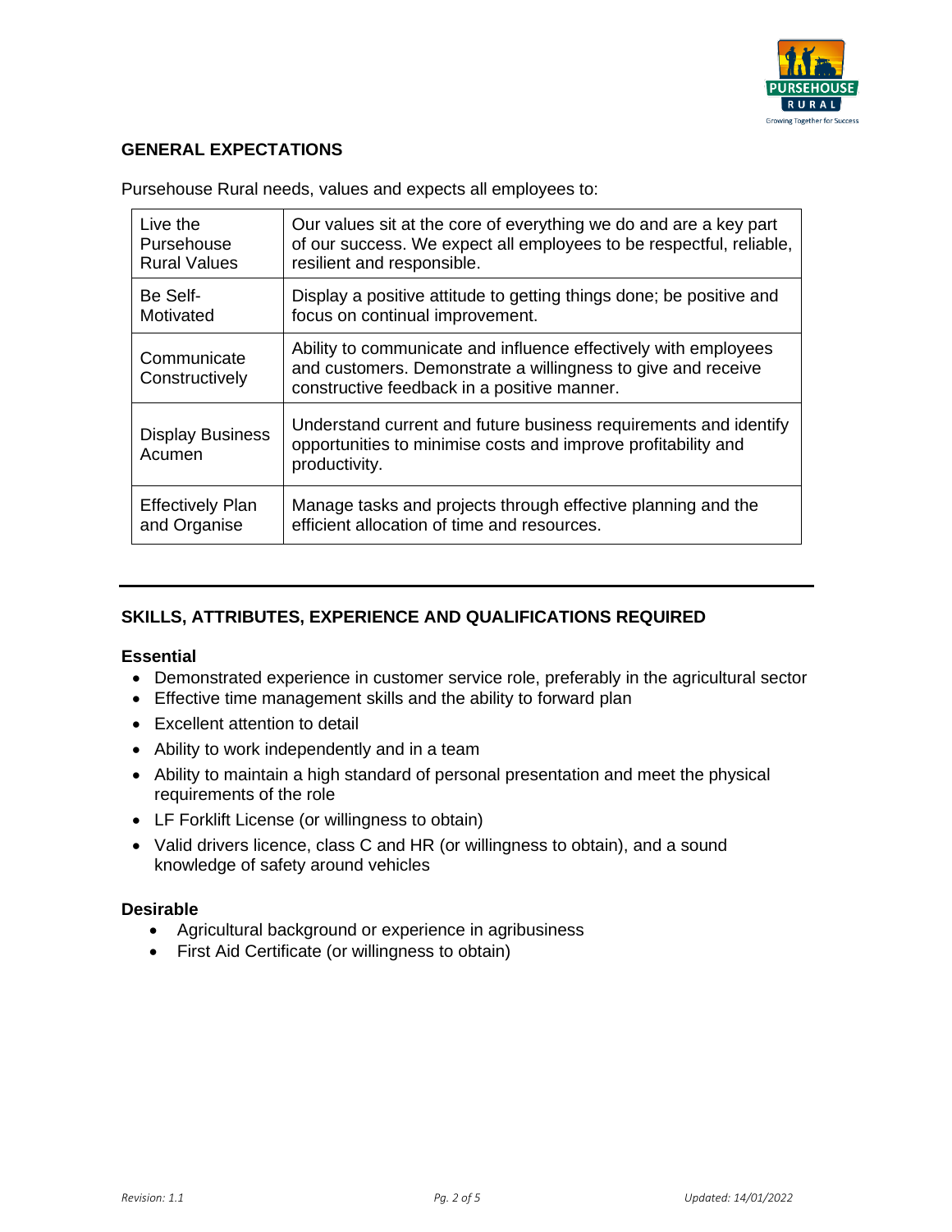## GENERAL EXPECTATIONS

Pursehouse Rural needs, values and expects all employees to:

| | |
|---|---|
| Live the Pursehouse Rural Values | Our values sit at the core of everything we do and are a key part of our success. We expect all employees to be respectful, reliable, resilient and responsible. |
| Be Self-Motivated | Display a positive attitude to getting things done; be positive and focus on continual improvement. |
| Communicate Constructively | Ability to communicate and influence effectively with employees and customers. Demonstrate a willingness to give and receive constructive feedback in a positive manner. |
| Display Business Acumen | Understand current and future business requirements and identify opportunities to minimise costs and improve profitability and productivity. |
| Effectively Plan and Organise | Manage tasks and projects through effective planning and the efficient allocation of time and resources. |

---

## SKILLS, ATTRIBUTES, EXPERIENCE AND QUALIFICATIONS REQUIRED

### Essential

- Demonstrated experience in customer service role, preferably in the agricultural sector
- Effective time management skills and the ability to forward plan
- Excellent attention to detail
- Ability to work independently and in a team
- Ability to maintain a high standard of personal presentation and meet the physical requirements of the role
- LF Forklift License (or willingness to obtain)
- Valid drivers licence, class C and HR (or willingness to obtain), and a sound knowledge of safety around vehicles

### Desirable

- Agricultural background or experience in agribusiness
- First Aid Certificate (or willingness to obtain)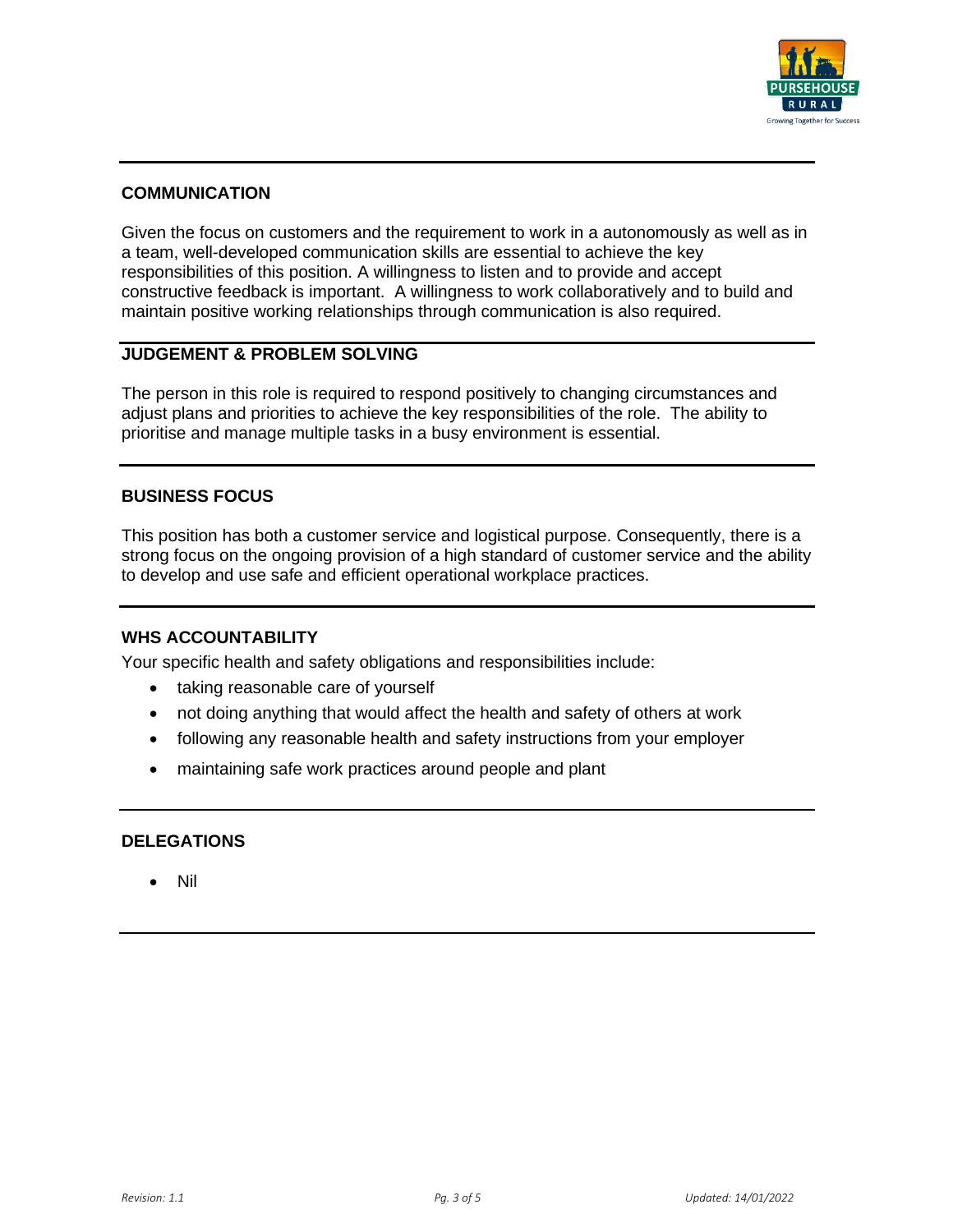## COMMUNICATION

Given the focus on customers and the requirement to work in a autonomously as well as in a team, well-developed communication skills are essential to achieve the key responsibilities of this position. A willingness to listen and to provide and accept constructive feedback is important. A willingness to work collaboratively and to build and maintain positive working relationships through communication is also required.

## JUDGEMENT & PROBLEM SOLVING

The person in this role is required to respond positively to changing circumstances and adjust plans and priorities to achieve the key responsibilities of the role. The ability to prioritise and manage multiple tasks in a busy environment is essential.

## BUSINESS FOCUS

This position has both a customer service and logistical purpose. Consequently, there is a strong focus on the ongoing provision of a high standard of customer service and the ability to develop and use safe and efficient operational workplace practices.

## WHS ACCOUNTABILITY

Your specific health and safety obligations and responsibilities include:

- taking reasonable care of yourself
- not doing anything that would affect the health and safety of others at work
- following any reasonable health and safety instructions from your employer
- maintaining safe work practices around people and plant

## DELEGATIONS

- Nil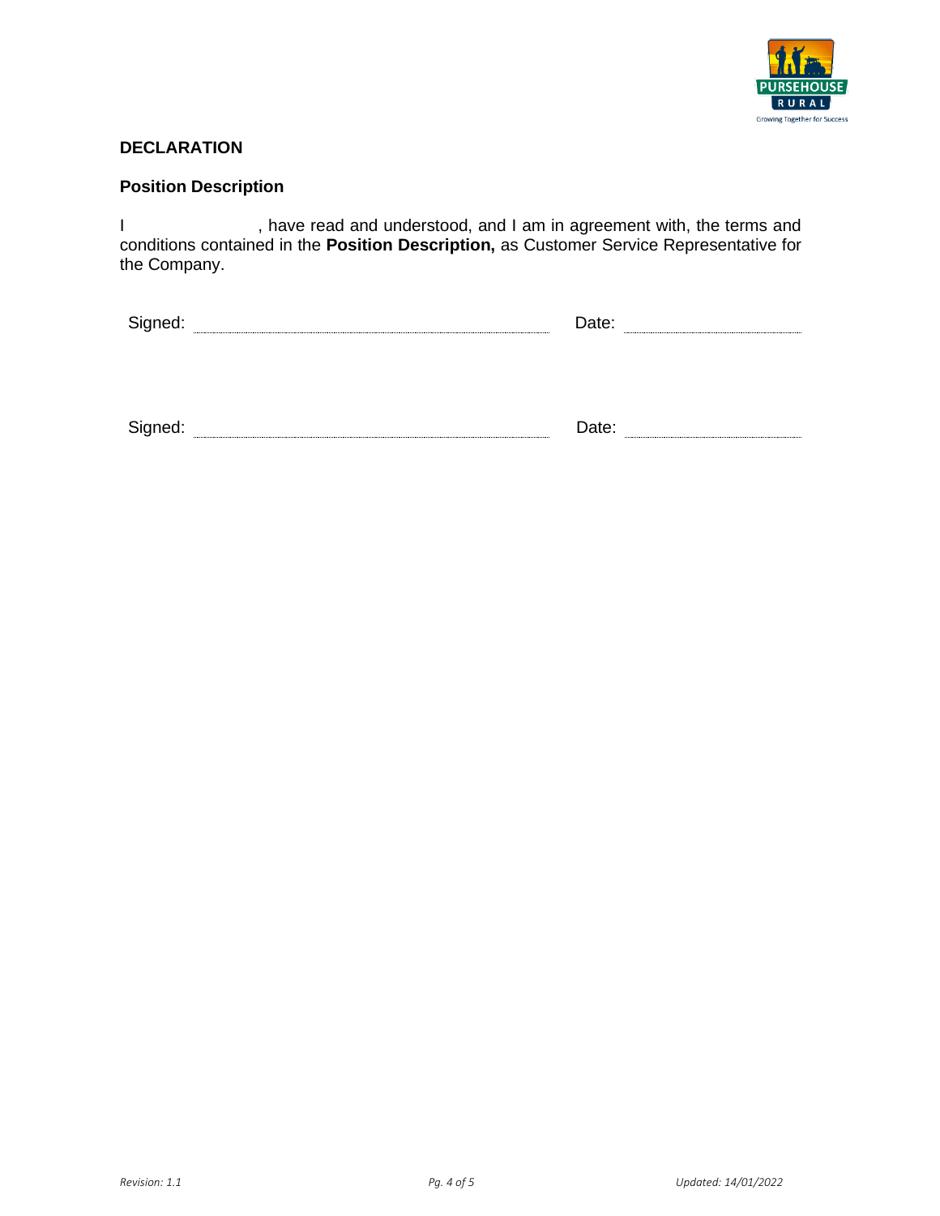## DECLARATION

### Position Description

I                    , have read and understood, and I am in agreement with, the terms and conditions contained in the **Position Description,** as Customer Service Representative for the Company.

Signed: ______________________________ Date: ________________

Signed: ______________________________ Date: ________________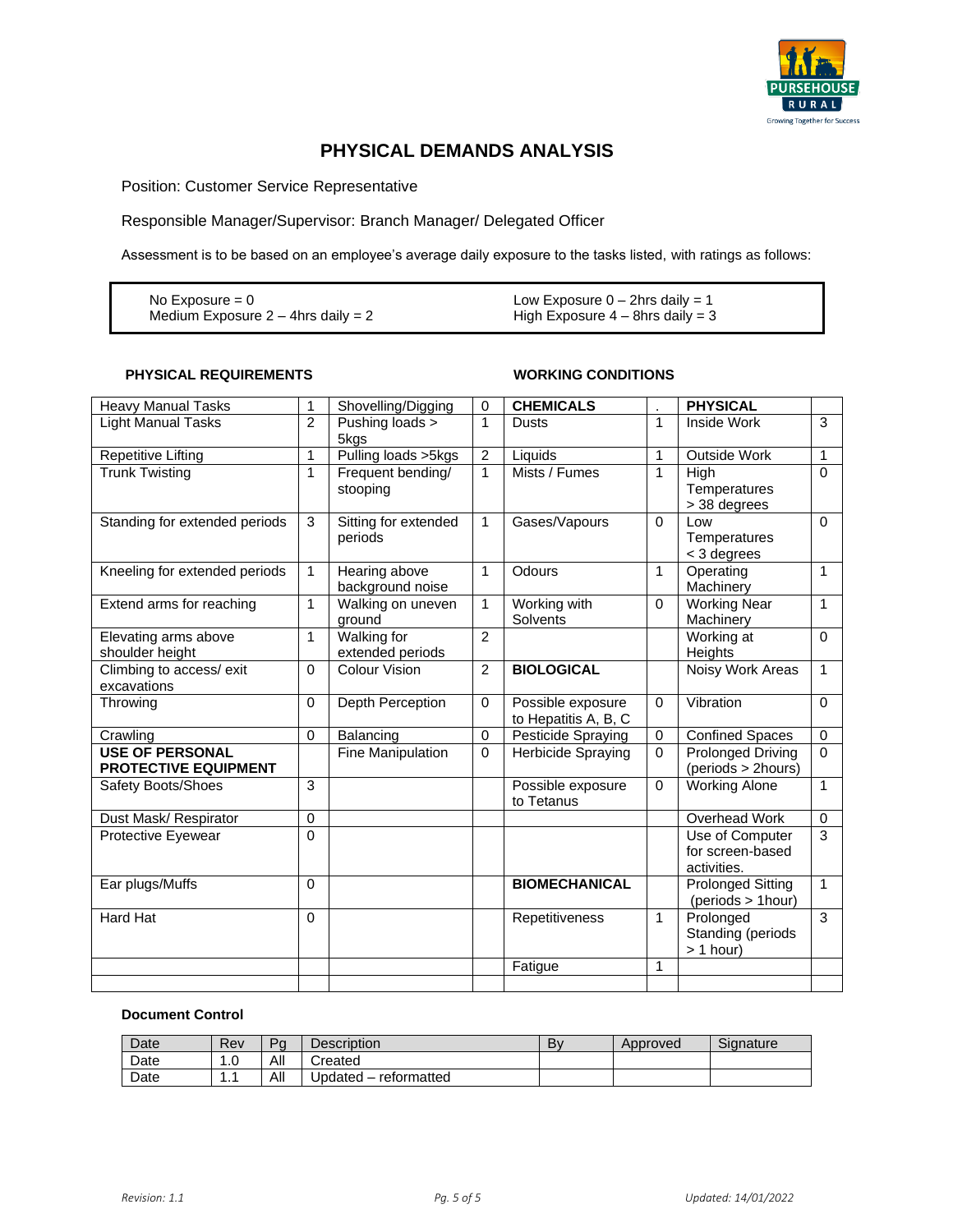# PHYSICAL DEMANDS ANALYSIS

Position: Customer Service Representative

Responsible Manager/Supervisor: Branch Manager/ Delegated Officer

Assessment is to be based on an employee's average daily exposure to the tasks listed, with ratings as follows:

| | |
|---|---|
| No Exposure = 0<br>Medium Exposure 2 – 4hrs daily = 2 | Low Exposure 0 – 2hrs daily = 1<br>High Exposure 4 – 8hrs daily = 3 |

**PHYSICAL REQUIREMENTS** | **WORKING CONDITIONS**

| | | | | | | | |
|---|---|---|---|---|---|---|---|
| Heavy Manual Tasks | 1 | Shovelling/Digging | 0 | **CHEMICALS** | . | **PHYSICAL** | |
| Light Manual Tasks | 2 | Pushing loads > 5kgs | 1 | Dusts | 1 | Inside Work | 3 |
| Repetitive Lifting | 1 | Pulling loads >5kgs | 2 | Liquids | 1 | Outside Work | 1 |
| Trunk Twisting | 1 | Frequent bending/ stooping | 1 | Mists / Fumes | 1 | High Temperatures > 38 degrees | 0 |
| Standing for extended periods | 3 | Sitting for extended periods | 1 | Gases/Vapours | 0 | Low Temperatures < 3 degrees | 0 |
| Kneeling for extended periods | 1 | Hearing above background noise | 1 | Odours | 1 | Operating Machinery | 1 |
| Extend arms for reaching | 1 | Walking on uneven ground | 1 | Working with Solvents | 0 | Working Near Machinery | 1 |
| Elevating arms above shoulder height | 1 | Walking for extended periods | 2 | | | Working at Heights | 0 |
| Climbing to access/ exit excavations | 0 | Colour Vision | 2 | **BIOLOGICAL** | | Noisy Work Areas | 1 |
| Throwing | 0 | Depth Perception | 0 | Possible exposure to Hepatitis A, B, C | 0 | Vibration | 0 |
| Crawling | 0 | Balancing | 0 | Pesticide Spraying | 0 | Confined Spaces | 0 |
| **USE OF PERSONAL PROTECTIVE EQUIPMENT** | | Fine Manipulation | 0 | Herbicide Spraying | 0 | Prolonged Driving (periods > 2hours) | 0 |
| Safety Boots/Shoes | 3 | | | Possible exposure to Tetanus | 0 | Working Alone | 1 |
| Dust Mask/ Respirator | 0 | | | | | Overhead Work | 0 |
| Protective Eyewear | 0 | | | | | Use of Computer for screen-based activities. | 3 |
| Ear plugs/Muffs | 0 | | | **BIOMECHANICAL** | | Prolonged Sitting (periods > 1hour) | 1 |
| Hard Hat | 0 | | | Repetitiveness | 1 | Prolonged Standing (periods > 1 hour) | 3 |
| | | | | Fatigue | 1 | | |
| | | | | | | | |

**Document Control**

| Date | Rev | Pg | Description | By | Approved | Signature |
|---|---|---|---|---|---|---|
| Date | 1.0 | All | Created | | | |
| Date | 1.1 | All | Updated – reformatted | | | |